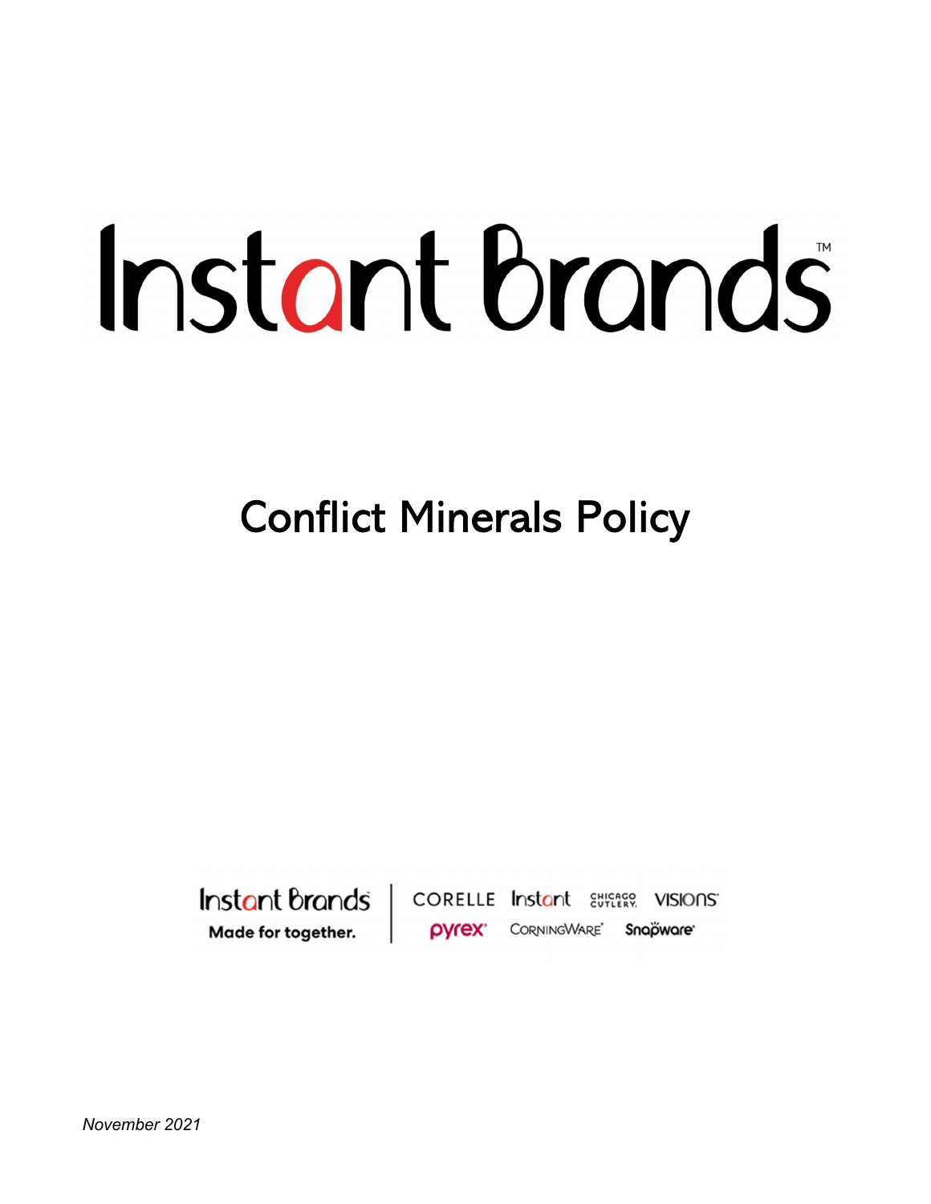# Instant Brands™

## Conflict Minerals Policy

Instant Brands
Made for together.

CORELLE Instant CHICAGO CUTLERY VISIONS
pyrex CORNINGWARE Snapware

*November 2021*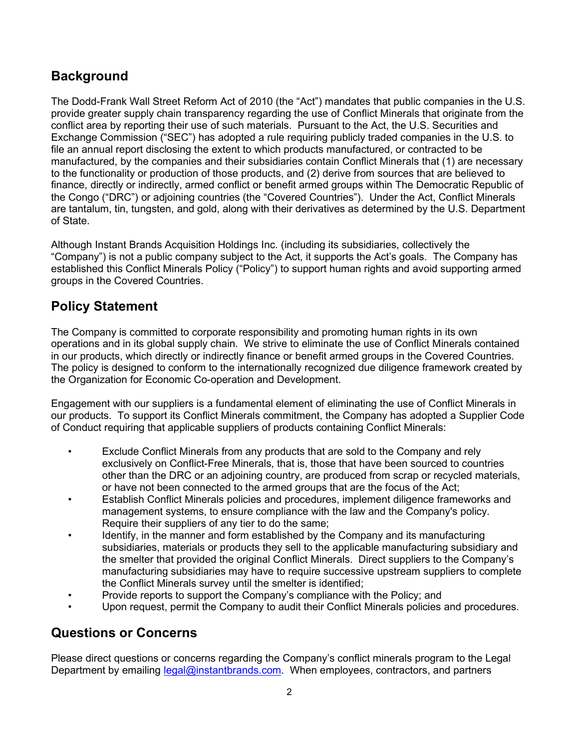## Background

The Dodd-Frank Wall Street Reform Act of 2010 (the "Act") mandates that public companies in the U.S. provide greater supply chain transparency regarding the use of Conflict Minerals that originate from the conflict area by reporting their use of such materials. Pursuant to the Act, the U.S. Securities and Exchange Commission ("SEC") has adopted a rule requiring publicly traded companies in the U.S. to file an annual report disclosing the extent to which products manufactured, or contracted to be manufactured, by the companies and their subsidiaries contain Conflict Minerals that (1) are necessary to the functionality or production of those products, and (2) derive from sources that are believed to finance, directly or indirectly, armed conflict or benefit armed groups within The Democratic Republic of the Congo ("DRC") or adjoining countries (the "Covered Countries"). Under the Act, Conflict Minerals are tantalum, tin, tungsten, and gold, along with their derivatives as determined by the U.S. Department of State.

Although Instant Brands Acquisition Holdings Inc. (including its subsidiaries, collectively the "Company") is not a public company subject to the Act, it supports the Act's goals. The Company has established this Conflict Minerals Policy ("Policy") to support human rights and avoid supporting armed groups in the Covered Countries.

## Policy Statement

The Company is committed to corporate responsibility and promoting human rights in its own operations and in its global supply chain. We strive to eliminate the use of Conflict Minerals contained in our products, which directly or indirectly finance or benefit armed groups in the Covered Countries. The policy is designed to conform to the internationally recognized due diligence framework created by the Organization for Economic Co-operation and Development.

Engagement with our suppliers is a fundamental element of eliminating the use of Conflict Minerals in our products. To support its Conflict Minerals commitment, the Company has adopted a Supplier Code of Conduct requiring that applicable suppliers of products containing Conflict Minerals:

- Exclude Conflict Minerals from any products that are sold to the Company and rely exclusively on Conflict-Free Minerals, that is, those that have been sourced to countries other than the DRC or an adjoining country, are produced from scrap or recycled materials, or have not been connected to the armed groups that are the focus of the Act;
- Establish Conflict Minerals policies and procedures, implement diligence frameworks and management systems, to ensure compliance with the law and the Company's policy. Require their suppliers of any tier to do the same;
- Identify, in the manner and form established by the Company and its manufacturing subsidiaries, materials or products they sell to the applicable manufacturing subsidiary and the smelter that provided the original Conflict Minerals. Direct suppliers to the Company's manufacturing subsidiaries may have to require successive upstream suppliers to complete the Conflict Minerals survey until the smelter is identified;
- Provide reports to support the Company's compliance with the Policy; and
- Upon request, permit the Company to audit their Conflict Minerals policies and procedures.

## Questions or Concerns

Please direct questions or concerns regarding the Company's conflict minerals program to the Legal Department by emailing legal@instantbrands.com. When employees, contractors, and partners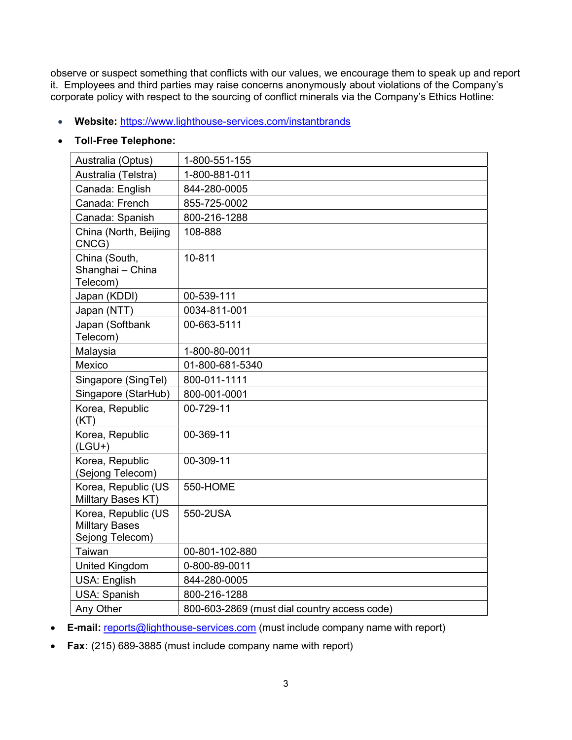observe or suspect something that conflicts with our values, we encourage them to speak up and report it. Employees and third parties may raise concerns anonymously about violations of the Company's corporate policy with respect to the sourcing of conflict minerals via the Company's Ethics Hotline:

- **Website:** https://www.lighthouse-services.com/instantbrands
- **Toll-Free Telephone:**

| | |
|---|---|
| Australia (Optus) | 1-800-551-155 |
| Australia (Telstra) | 1-800-881-011 |
| Canada: English | 844-280-0005 |
| Canada: French | 855-725-0002 |
| Canada: Spanish | 800-216-1288 |
| China (North, Beijing CNCG) | 108-888 |
| China (South, Shanghai – China Telecom) | 10-811 |
| Japan (KDDI) | 00-539-111 |
| Japan (NTT) | 0034-811-001 |
| Japan (Softbank Telecom) | 00-663-5111 |
| Malaysia | 1-800-80-0011 |
| Mexico | 01-800-681-5340 |
| Singapore (SingTel) | 800-011-1111 |
| Singapore (StarHub) | 800-001-0001 |
| Korea, Republic (KT) | 00-729-11 |
| Korea, Republic (LGU+) | 00-369-11 |
| Korea, Republic (Sejong Telecom) | 00-309-11 |
| Korea, Republic (US Milltary Bases KT) | 550-HOME |
| Korea, Republic (US Milltary Bases Sejong Telecom) | 550-2USA |
| Taiwan | 00-801-102-880 |
| United Kingdom | 0-800-89-0011 |
| USA: English | 844-280-0005 |
| USA: Spanish | 800-216-1288 |
| Any Other | 800-603-2869 (must dial country access code) |

- **E-mail:** reports@lighthouse-services.com (must include company name with report)
- **Fax:** (215) 689-3885 (must include company name with report)